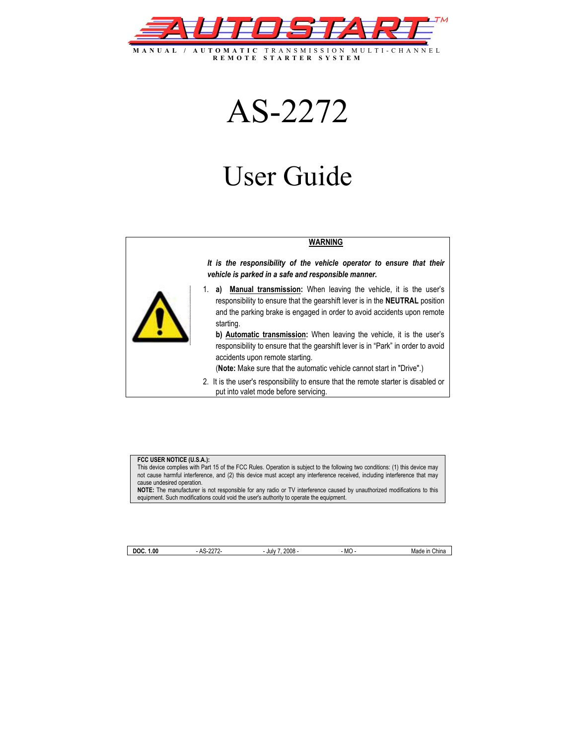# AUTOSTART™

MANUAL / AUTOMATIC TRANSMISSION MULTI-CHANNEL REMOTE STARTER SYSTEM

# AS-2272

# User Guide

**WARNING**

***It is the responsibility of the vehicle operator to ensure that their vehicle is parked in a safe and responsible manner.***

1. **a) Manual transmission:** When leaving the vehicle, it is the user's responsibility to ensure that the gearshift lever is in the **NEUTRAL** position and the parking brake is engaged in order to avoid accidents upon remote starting.

   **b) Automatic transmission:** When leaving the vehicle, it is the user's responsibility to ensure that the gearshift lever is in "Park" in order to avoid accidents upon remote starting.

   (**Note:** Make sure that the automatic vehicle cannot start in "Drive".)

2. It is the user's responsibility to ensure that the remote starter is disabled or put into valet mode before servicing.

**FCC USER NOTICE (U.S.A.):**
This device complies with Part 15 of the FCC Rules. Operation is subject to the following two conditions: (1) this device may not cause harmful interference, and (2) this device must accept any interference received, including interference that may cause undesired operation.
**NOTE:** The manufacturer is not responsible for any radio or TV interference caused by unauthorized modifications to this equipment. Such modifications could void the user's authority to operate the equipment.

| DOC. 1.00 | - AS-2272- | - July 7, 2008 - | - MO - | Made in China |
|---|---|---|---|---|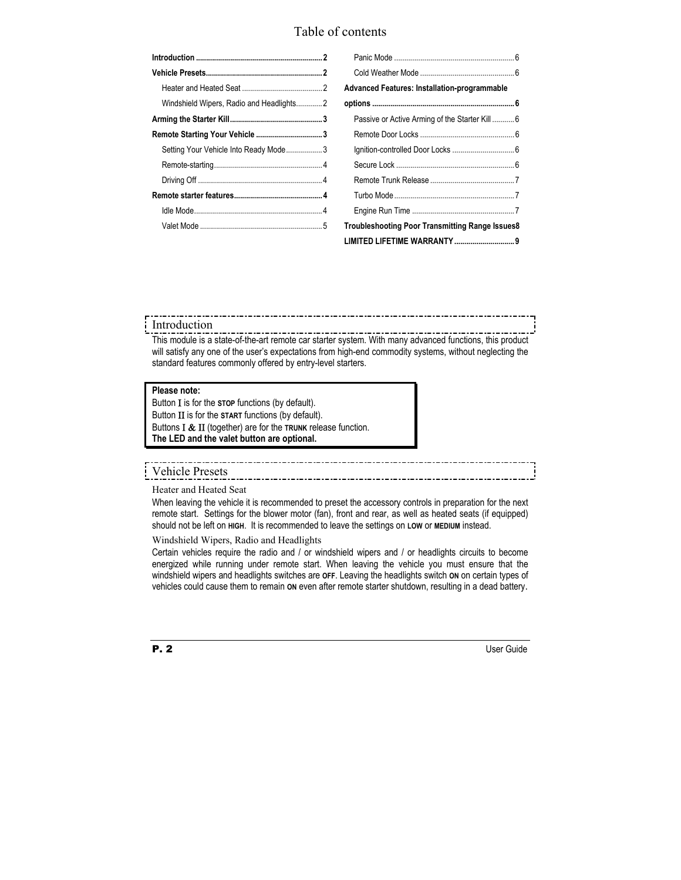# Table of contents

**Introduction** .............................................................. 2

**Vehicle Presets**.......................................................... 2

- Heater and Heated Seat ........................................ 2
- Windshield Wipers, Radio and Headlights............. 2

**Arming the Starter Kill**............................................. 3

**Remote Starting Your Vehicle** ................................. 3

- Setting Your Vehicle Into Ready Mode.................. 3
- Remote-starting...................................................... 4
- Driving Off .............................................................. 4

**Remote starter features**............................................ 4

- Idle Mode................................................................ 4
- Valet Mode ............................................................. 5
- Panic Mode ............................................................ 6
- Cold Weather Mode ............................................... 6

**Advanced Features: Installation-programmable options** ........................................................................ 6

- Passive or Active Arming of the Starter Kill ........... 6
- Remote Door Locks ............................................... 6
- Ignition-controlled Door Locks ............................... 6
- Secure Lock ........................................................... 6
- Remote Trunk Release .......................................... 7
- Turbo Mode ............................................................ 7
- Engine Run Time ................................................... 7

**Troubleshooting Poor Transmitting Range Issues** 8

**LIMITED LIFETIME WARRANTY** .............................. 9

## Introduction

This module is a state-of-the-art remote car starter system. With many advanced functions, this product will satisfy any one of the user's expectations from high-end commodity systems, without neglecting the standard features commonly offered by entry-level starters.

> **Please note:**
> Button I is for the **STOP** functions (by default).
> Button II is for the **START** functions (by default).
> Buttons I & II (together) are for the **TRUNK** release function.
> **The LED and the valet button are optional.**

## Vehicle Presets

### Heater and Heated Seat

When leaving the vehicle it is recommended to preset the accessory controls in preparation for the next remote start. Settings for the blower motor (fan), front and rear, as well as heated seats (if equipped) should not be left on **HIGH**. It is recommended to leave the settings on **LOW** or **MEDIUM** instead.

### Windshield Wipers, Radio and Headlights

Certain vehicles require the radio and / or windshield wipers and / or headlights circuits to become energized while running under remote start. When leaving the vehicle you must ensure that the windshield wipers and headlights switches are **OFF**. Leaving the headlights switch **ON** on certain types of vehicles could cause them to remain **ON** even after remote starter shutdown, resulting in a dead battery.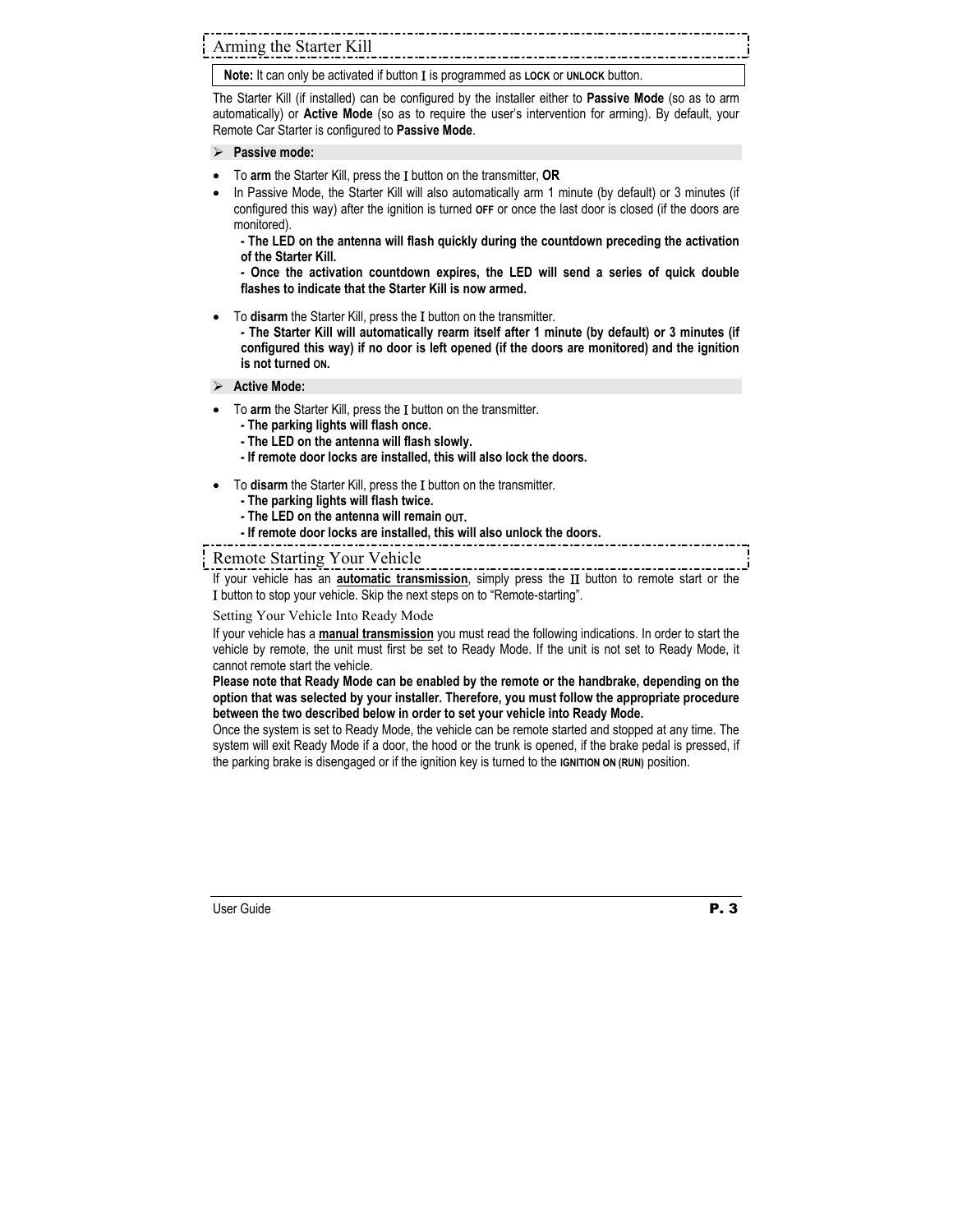## Arming the Starter Kill

**Note:** It can only be activated if button I is programmed as LOCK or UNLOCK button.

The Starter Kill (if installed) can be configured by the installer either to **Passive Mode** (so as to arm automatically) or **Active Mode** (so as to require the user's intervention for arming). By default, your Remote Car Starter is configured to **Passive Mode**.

➢ **Passive mode:**

- To **arm** the Starter Kill, press the I button on the transmitter, **OR**
- In Passive Mode, the Starter Kill will also automatically arm 1 minute (by default) or 3 minutes (if configured this way) after the ignition is turned OFF or once the last door is closed (if the doors are monitored).
  **- The LED on the antenna will flash quickly during the countdown preceding the activation of the Starter Kill.**
  **- Once the activation countdown expires, the LED will send a series of quick double flashes to indicate that the Starter Kill is now armed.**

- To **disarm** the Starter Kill, press the I button on the transmitter.
  **- The Starter Kill will automatically rearm itself after 1 minute (by default) or 3 minutes (if configured this way) if no door is left opened (if the doors are monitored) and the ignition is not turned ON.**

➢ **Active Mode:**

- To **arm** the Starter Kill, press the I button on the transmitter.
  **- The parking lights will flash once.**
  **- The LED on the antenna will flash slowly.**
  **- If remote door locks are installed, this will also lock the doors.**

- To **disarm** the Starter Kill, press the I button on the transmitter.
  **- The parking lights will flash twice.**
  **- The LED on the antenna will remain OUT.**
  **- If remote door locks are installed, this will also unlock the doors.**

## Remote Starting Your Vehicle

If your vehicle has an **automatic transmission**, simply press the II button to remote start or the I button to stop your vehicle. Skip the next steps on to "Remote-starting".

### Setting Your Vehicle Into Ready Mode

If your vehicle has a **manual transmission** you must read the following indications. In order to start the vehicle by remote, the unit must first be set to Ready Mode. If the unit is not set to Ready Mode, it cannot remote start the vehicle.

**Please note that Ready Mode can be enabled by the remote or the handbrake, depending on the option that was selected by your installer. Therefore, you must follow the appropriate procedure between the two described below in order to set your vehicle into Ready Mode.**

Once the system is set to Ready Mode, the vehicle can be remote started and stopped at any time. The system will exit Ready Mode if a door, the hood or the trunk is opened, if the brake pedal is pressed, if the parking brake is disengaged or if the ignition key is turned to the IGNITION ON (RUN) position.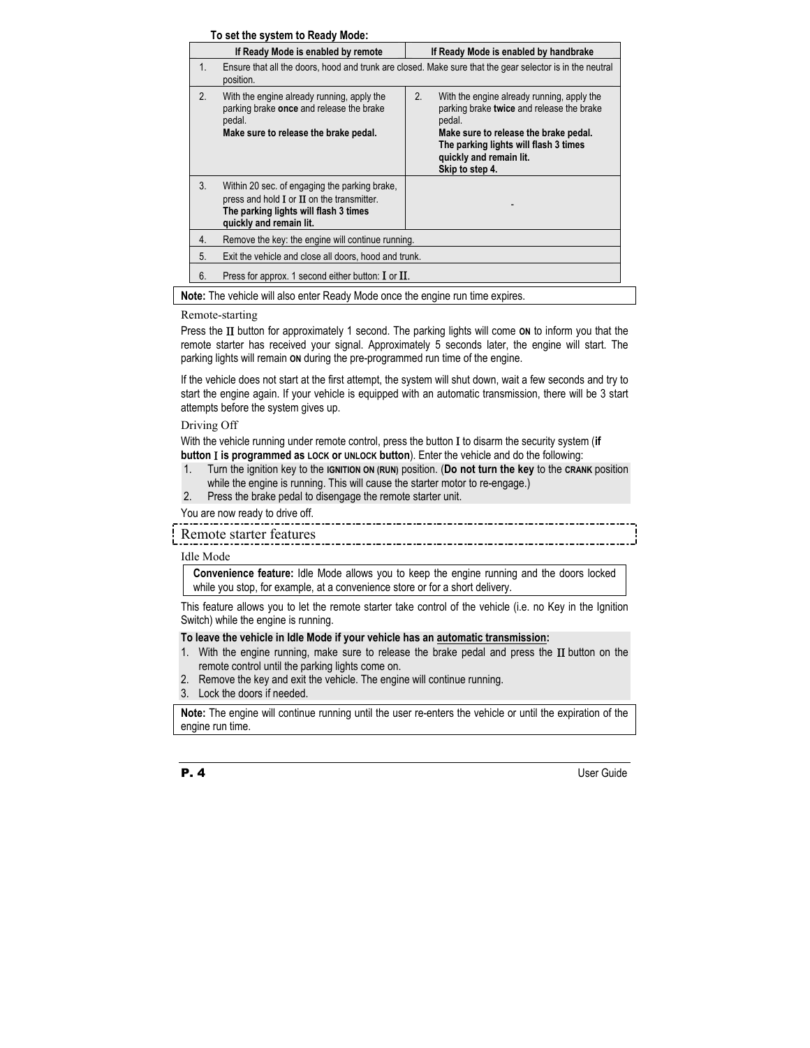**To set the system to Ready Mode:**

| | If Ready Mode is enabled by remote | | If Ready Mode is enabled by handbrake |
|---|---|---|---|
| 1. | Ensure that all the doors, hood and trunk are closed. Make sure that the gear selector is in the neutral position. | | |
| 2. | With the engine already running, apply the parking brake **once** and release the brake pedal. **Make sure to release the brake pedal.** | 2. | With the engine already running, apply the parking brake **twice** and release the brake pedal. **Make sure to release the brake pedal. The parking lights will flash 3 times quickly and remain lit. Skip to step 4.** |
| 3. | Within 20 sec. of engaging the parking brake, press and hold I or II on the transmitter. **The parking lights will flash 3 times quickly and remain lit.** | | - |
| 4. | Remove the key: the engine will continue running. | | |
| 5. | Exit the vehicle and close all doors, hood and trunk. | | |
| 6. | Press for approx. 1 second either button: I or II. | | |

**Note:** The vehicle will also enter Ready Mode once the engine run time expires.

### Remote-starting

Press the II button for approximately 1 second. The parking lights will come **ON** to inform you that the remote starter has received your signal. Approximately 5 seconds later, the engine will start. The parking lights will remain **ON** during the pre-programmed run time of the engine.

If the vehicle does not start at the first attempt, the system will shut down, wait a few seconds and try to start the engine again. If your vehicle is equipped with an automatic transmission, there will be 3 start attempts before the system gives up.

### Driving Off

With the vehicle running under remote control, press the button I to disarm the security system (**if button I is programmed as LOCK or UNLOCK button**). Enter the vehicle and do the following:

1. Turn the ignition key to the **IGNITION ON (RUN)** position. (**Do not turn the key** to the **CRANK** position while the engine is running. This will cause the starter motor to re-engage.)
2. Press the brake pedal to disengage the remote starter unit.

You are now ready to drive off.

## Remote starter features

### Idle Mode

**Convenience feature:** Idle Mode allows you to keep the engine running and the doors locked while you stop, for example, at a convenience store or for a short delivery.

This feature allows you to let the remote starter take control of the vehicle (i.e. no Key in the Ignition Switch) while the engine is running.

**To leave the vehicle in Idle Mode if your vehicle has an automatic transmission:**

1. With the engine running, make sure to release the brake pedal and press the II button on the remote control until the parking lights come on.
2. Remove the key and exit the vehicle. The engine will continue running.
3. Lock the doors if needed.

**Note:** The engine will continue running until the user re-enters the vehicle or until the expiration of the engine run time.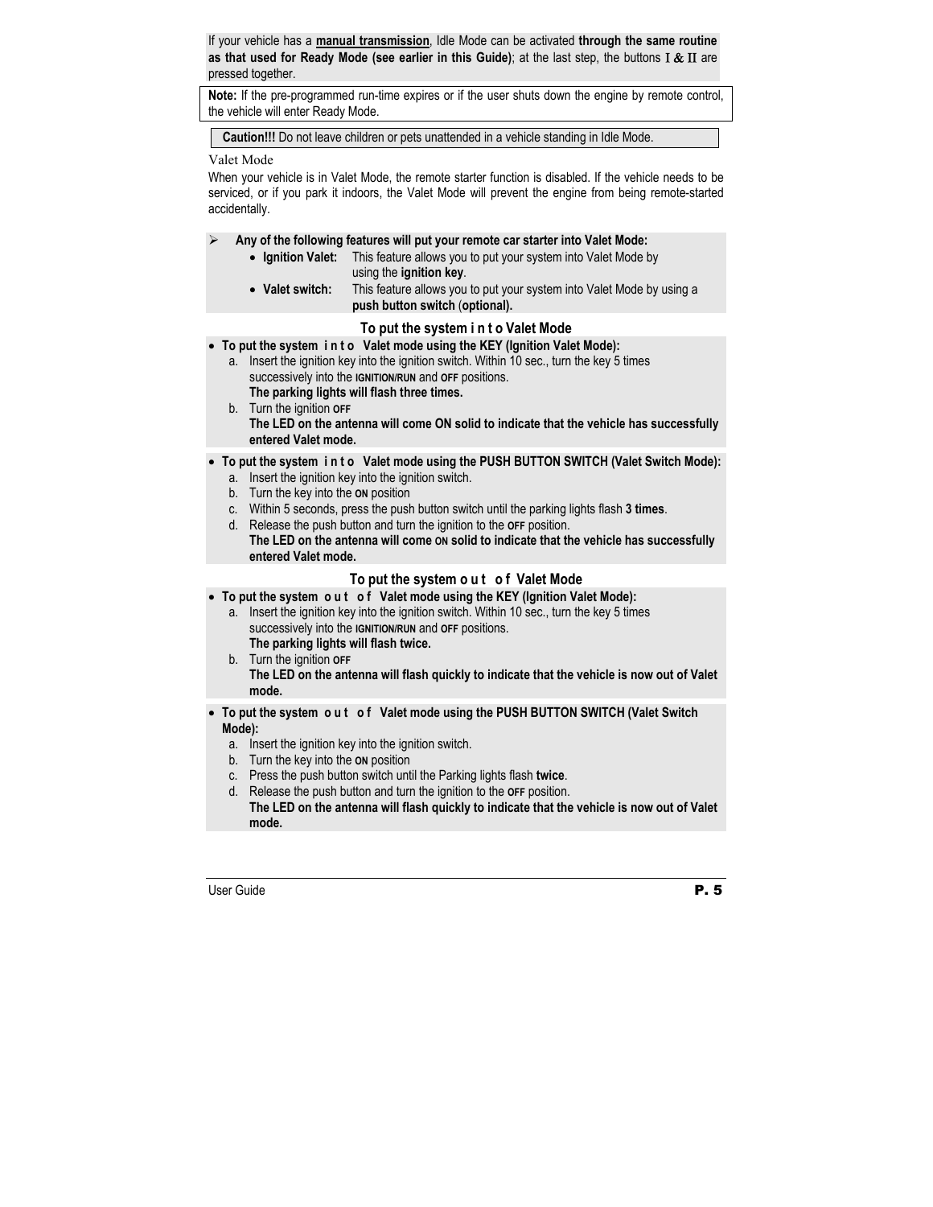If your vehicle has a **manual transmission**, Idle Mode can be activated **through the same routine as that used for Ready Mode (see earlier in this Guide)**; at the last step, the buttons I & II are pressed together.

**Note:** If the pre-programmed run-time expires or if the user shuts down the engine by remote control, the vehicle will enter Ready Mode.

**Caution!!!** Do not leave children or pets unattended in a vehicle standing in Idle Mode.

## Valet Mode

When your vehicle is in Valet Mode, the remote starter function is disabled. If the vehicle needs to be serviced, or if you park it indoors, the Valet Mode will prevent the engine from being remote-started accidentally.

- **Any of the following features will put your remote car starter into Valet Mode:**
  - **Ignition Valet:** This feature allows you to put your system into Valet Mode by using the **ignition key**.
  - **Valet switch:** This feature allows you to put your system into Valet Mode by using a **push button switch** (**optional).**

### To put the system i n t o Valet Mode

- **To put the system i n t o Valet mode using the KEY (Ignition Valet Mode):**
  a. Insert the ignition key into the ignition switch. Within 10 sec., turn the key 5 times successively into the **IGNITION/RUN** and **OFF** positions.
     **The parking lights will flash three times.**
  b. Turn the ignition **OFF**
     **The LED on the antenna will come ON solid to indicate that the vehicle has successfully entered Valet mode.**

- **To put the system i n t o Valet mode using the PUSH BUTTON SWITCH (Valet Switch Mode):**
  a. Insert the ignition key into the ignition switch.
  b. Turn the key into the **ON** position
  c. Within 5 seconds, press the push button switch until the parking lights flash **3 times**.
  d. Release the push button and turn the ignition to the **OFF** position.
     **The LED on the antenna will come ON solid to indicate that the vehicle has successfully entered Valet mode.**

### To put the system o u t o f Valet Mode

- **To put the system o u t o f Valet mode using the KEY (Ignition Valet Mode):**
  a. Insert the ignition key into the ignition switch. Within 10 sec., turn the key 5 times successively into the **IGNITION/RUN** and **OFF** positions.
     **The parking lights will flash twice.**
  b. Turn the ignition **OFF**
     **The LED on the antenna will flash quickly to indicate that the vehicle is now out of Valet mode.**

- **To put the system o u t o f Valet mode using the PUSH BUTTON SWITCH (Valet Switch Mode):**
  a. Insert the ignition key into the ignition switch.
  b. Turn the key into the **ON** position
  c. Press the push button switch until the Parking lights flash **twice**.
  d. Release the push button and turn the ignition to the **OFF** position.
     **The LED on the antenna will flash quickly to indicate that the vehicle is now out of Valet mode.**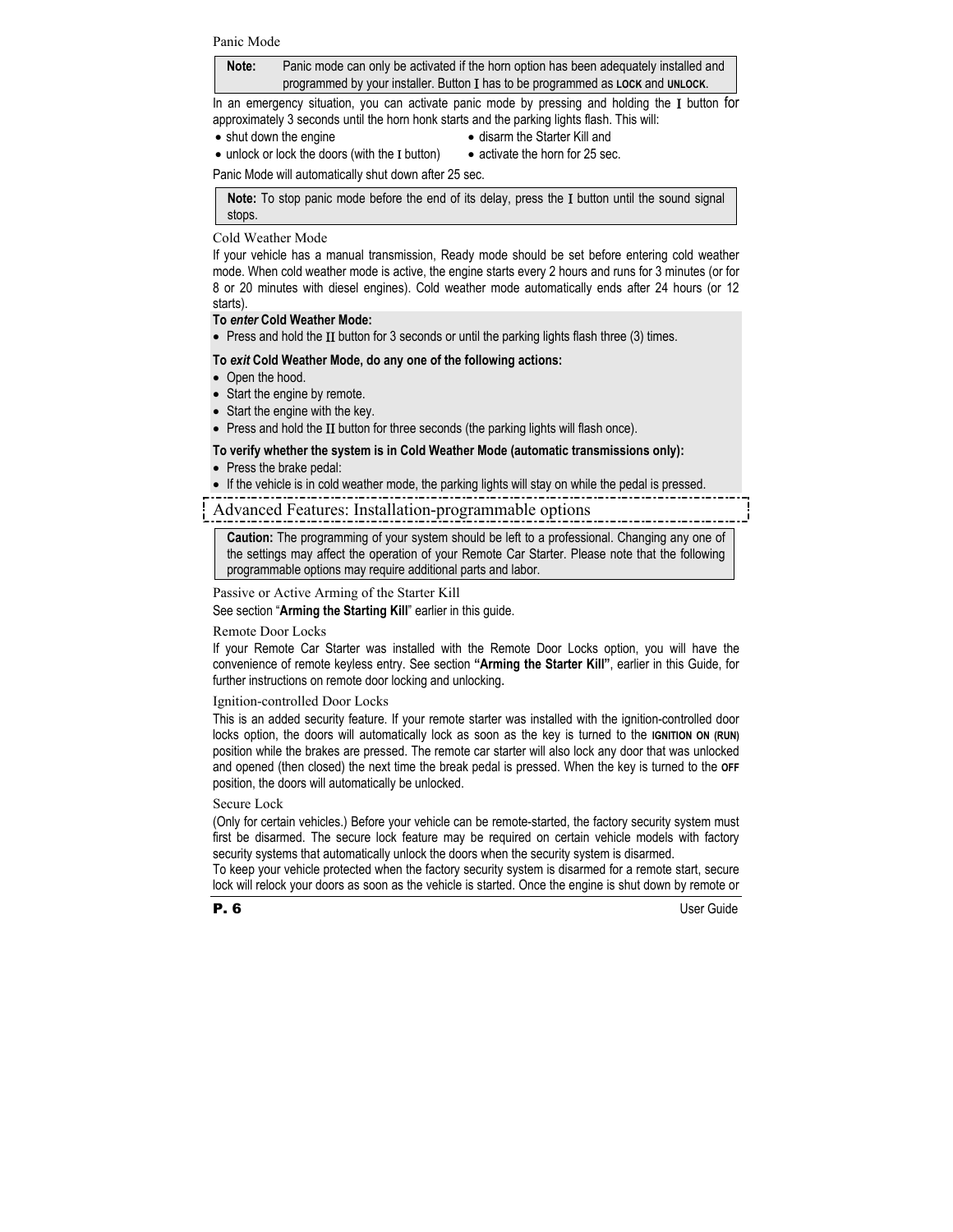### Panic Mode

> **Note:** Panic mode can only be activated if the horn option has been adequately installed and programmed by your installer. Button I has to be programmed as **LOCK** and **UNLOCK**.

In an emergency situation, you can activate panic mode by pressing and holding the I button for approximately 3 seconds until the horn honk starts and the parking lights flash. This will:

- shut down the engine
- disarm the Starter Kill and
- unlock or lock the doors (with the I button)
- activate the horn for 25 sec.

Panic Mode will automatically shut down after 25 sec.

> **Note:** To stop panic mode before the end of its delay, press the I button until the sound signal stops.

### Cold Weather Mode

If your vehicle has a manual transmission, Ready mode should be set before entering cold weather mode. When cold weather mode is active, the engine starts every 2 hours and runs for 3 minutes (or for 8 or 20 minutes with diesel engines). Cold weather mode automatically ends after 24 hours (or 12 starts).

**To *enter* Cold Weather Mode:**

- Press and hold the II button for 3 seconds or until the parking lights flash three (3) times.

**To *exit* Cold Weather Mode, do any one of the following actions:**

- Open the hood.
- Start the engine by remote.
- Start the engine with the key.
- Press and hold the II button for three seconds (the parking lights will flash once).

**To verify whether the system is in Cold Weather Mode (automatic transmissions only):**

- Press the brake pedal:
- If the vehicle is in cold weather mode, the parking lights will stay on while the pedal is pressed.

## Advanced Features: Installation-programmable options

> **Caution:** The programming of your system should be left to a professional. Changing any one of the settings may affect the operation of your Remote Car Starter. Please note that the following programmable options may require additional parts and labor.

### Passive or Active Arming of the Starter Kill

See section "**Arming the Starting Kill**" earlier in this guide.

### Remote Door Locks

If your Remote Car Starter was installed with the Remote Door Locks option, you will have the convenience of remote keyless entry. See section **"Arming the Starter Kill"**, earlier in this Guide, for further instructions on remote door locking and unlocking.

### Ignition-controlled Door Locks

This is an added security feature. If your remote starter was installed with the ignition-controlled door locks option, the doors will automatically lock as soon as the key is turned to the **IGNITION ON (RUN)** position while the brakes are pressed. The remote car starter will also lock any door that was unlocked and opened (then closed) the next time the break pedal is pressed. When the key is turned to the **OFF** position, the doors will automatically be unlocked.

### Secure Lock

(Only for certain vehicles.) Before your vehicle can be remote-started, the factory security system must first be disarmed. The secure lock feature may be required on certain vehicle models with factory security systems that automatically unlock the doors when the security system is disarmed.

To keep your vehicle protected when the factory security system is disarmed for a remote start, secure lock will relock your doors as soon as the vehicle is started. Once the engine is shut down by remote or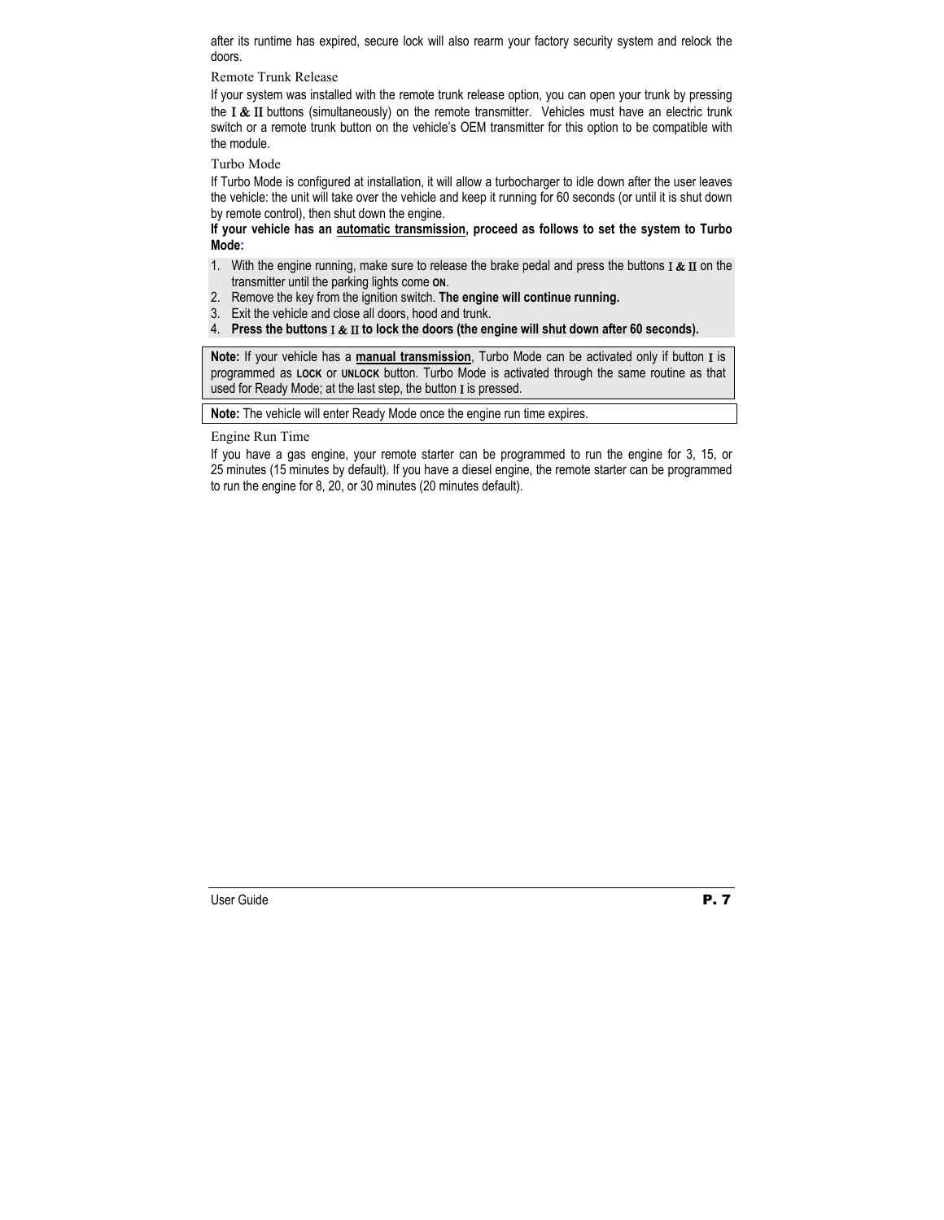after its runtime has expired, secure lock will also rearm your factory security system and relock the doors.

### Remote Trunk Release

If your system was installed with the remote trunk release option, you can open your trunk by pressing the I & II buttons (simultaneously) on the remote transmitter. Vehicles must have an electric trunk switch or a remote trunk button on the vehicle's OEM transmitter for this option to be compatible with the module.

### Turbo Mode

If Turbo Mode is configured at installation, it will allow a turbocharger to idle down after the user leaves the vehicle: the unit will take over the vehicle and keep it running for 60 seconds (or until it is shut down by remote control), then shut down the engine.

**If your vehicle has an <u>automatic transmission</u>, proceed as follows to set the system to Turbo Mode:**

1. With the engine running, make sure to release the brake pedal and press the buttons I & II on the transmitter until the parking lights come **ON**.
2. Remove the key from the ignition switch. **The engine will continue running.**
3. Exit the vehicle and close all doors, hood and trunk.
4. **Press the buttons I & II to lock the doors (the engine will shut down after 60 seconds).**

**Note:** If your vehicle has a **<u>manual transmission</u>**, Turbo Mode can be activated only if button I is programmed as **LOCK** or **UNLOCK** button. Turbo Mode is activated through the same routine as that used for Ready Mode; at the last step, the button I is pressed.

**Note:** The vehicle will enter Ready Mode once the engine run time expires.

### Engine Run Time

If you have a gas engine, your remote starter can be programmed to run the engine for 3, 15, or 25 minutes (15 minutes by default). If you have a diesel engine, the remote starter can be programmed to run the engine for 8, 20, or 30 minutes (20 minutes default).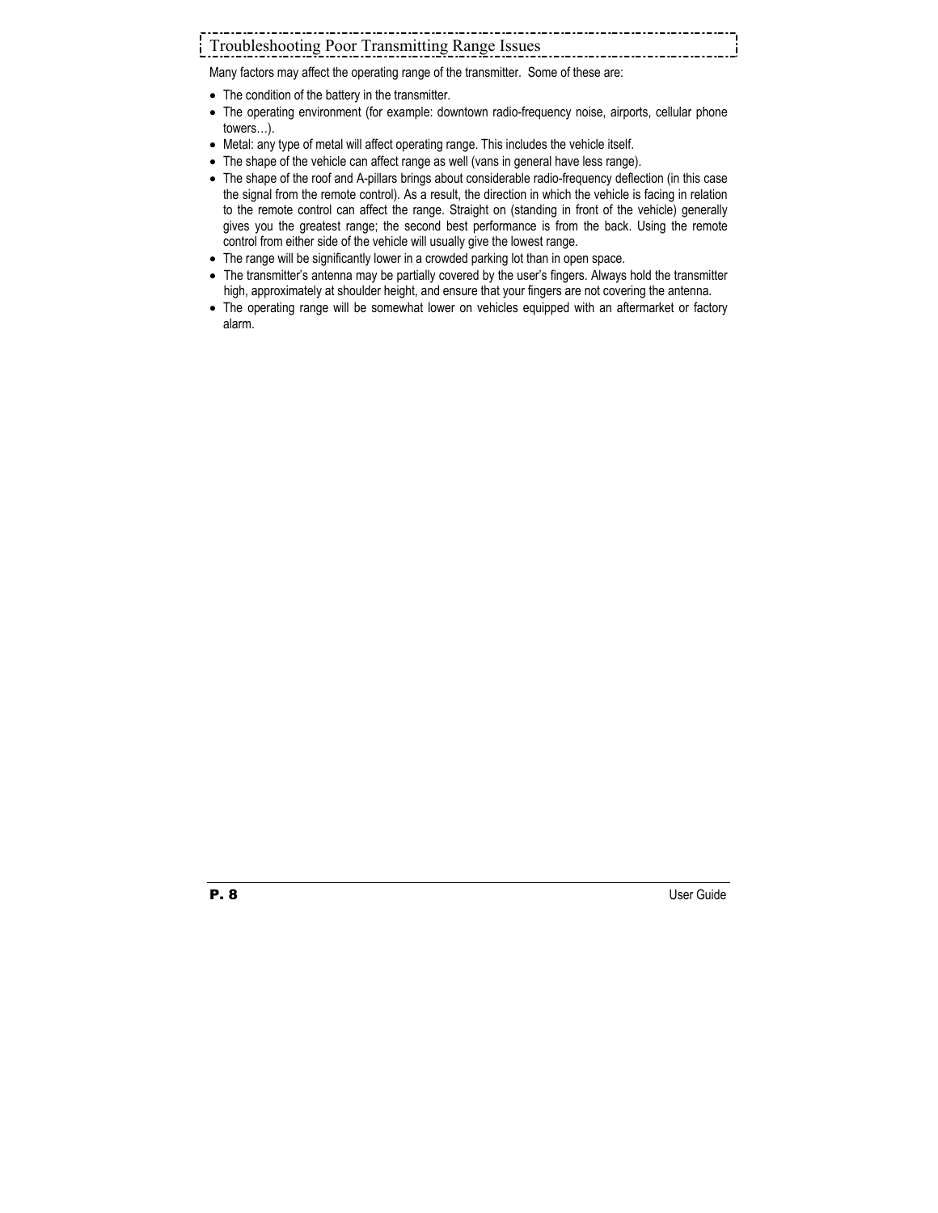## Troubleshooting Poor Transmitting Range Issues

Many factors may affect the operating range of the transmitter. Some of these are:

- The condition of the battery in the transmitter.
- The operating environment (for example: downtown radio-frequency noise, airports, cellular phone towers…).
- Metal: any type of metal will affect operating range. This includes the vehicle itself.
- The shape of the vehicle can affect range as well (vans in general have less range).
- The shape of the roof and A-pillars brings about considerable radio-frequency deflection (in this case the signal from the remote control). As a result, the direction in which the vehicle is facing in relation to the remote control can affect the range. Straight on (standing in front of the vehicle) generally gives you the greatest range; the second best performance is from the back. Using the remote control from either side of the vehicle will usually give the lowest range.
- The range will be significantly lower in a crowded parking lot than in open space.
- The transmitter's antenna may be partially covered by the user's fingers. Always hold the transmitter high, approximately at shoulder height, and ensure that your fingers are not covering the antenna.
- The operating range will be somewhat lower on vehicles equipped with an aftermarket or factory alarm.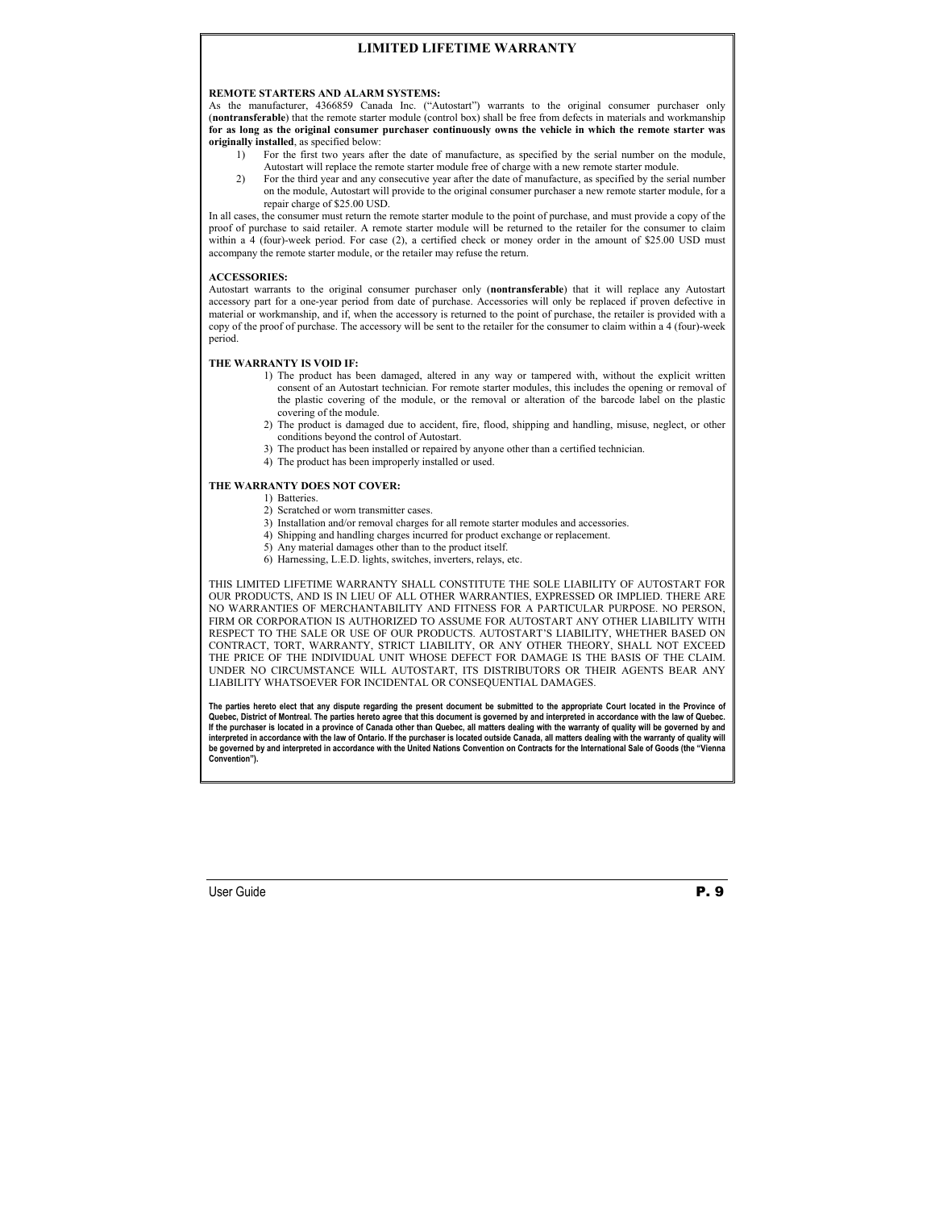# LIMITED LIFETIME WARRANTY

**REMOTE STARTERS AND ALARM SYSTEMS:**
As the manufacturer, 4366859 Canada Inc. ("Autostart") warrants to the original consumer purchaser only (**nontransferable**) that the remote starter module (control box) shall be free from defects in materials and workmanship **for as long as the original consumer purchaser continuously owns the vehicle in which the remote starter was originally installed**, as specified below:

1) For the first two years after the date of manufacture, as specified by the serial number on the module, Autostart will replace the remote starter module free of charge with a new remote starter module.
2) For the third year and any consecutive year after the date of manufacture, as specified by the serial number on the module, Autostart will provide to the original consumer purchaser a new remote starter module, for a repair charge of $25.00 USD.

In all cases, the consumer must return the remote starter module to the point of purchase, and must provide a copy of the proof of purchase to said retailer. A remote starter module will be returned to the retailer for the consumer to claim within a 4 (four)-week period. For case (2), a certified check or money order in the amount of $25.00 USD must accompany the remote starter module, or the retailer may refuse the return.

**ACCESSORIES:**
Autostart warrants to the original consumer purchaser only (**nontransferable**) that it will replace any Autostart accessory part for a one-year period from date of purchase. Accessories will only be replaced if proven defective in material or workmanship, and if, when the accessory is returned to the point of purchase, the retailer is provided with a copy of the proof of purchase. The accessory will be sent to the retailer for the consumer to claim within a 4 (four)-week period.

**THE WARRANTY IS VOID IF:**

1) The product has been damaged, altered in any way or tampered with, without the explicit written consent of an Autostart technician. For remote starter modules, this includes the opening or removal of the plastic covering of the module, or the removal or alteration of the barcode label on the plastic covering of the module.
2) The product is damaged due to accident, fire, flood, shipping and handling, misuse, neglect, or other conditions beyond the control of Autostart.
3) The product has been installed or repaired by anyone other than a certified technician.
4) The product has been improperly installed or used.

**THE WARRANTY DOES NOT COVER:**

1) Batteries.
2) Scratched or worn transmitter cases.
3) Installation and/or removal charges for all remote starter modules and accessories.
4) Shipping and handling charges incurred for product exchange or replacement.
5) Any material damages other than to the product itself.
6) Harnessing, L.E.D. lights, switches, inverters, relays, etc.

THIS LIMITED LIFETIME WARRANTY SHALL CONSTITUTE THE SOLE LIABILITY OF AUTOSTART FOR OUR PRODUCTS, AND IS IN LIEU OF ALL OTHER WARRANTIES, EXPRESSED OR IMPLIED. THERE ARE NO WARRANTIES OF MERCHANTABILITY AND FITNESS FOR A PARTICULAR PURPOSE. NO PERSON, FIRM OR CORPORATION IS AUTHORIZED TO ASSUME FOR AUTOSTART ANY OTHER LIABILITY WITH RESPECT TO THE SALE OR USE OF OUR PRODUCTS. AUTOSTART'S LIABILITY, WHETHER BASED ON CONTRACT, TORT, WARRANTY, STRICT LIABILITY, OR ANY OTHER THEORY, SHALL NOT EXCEED THE PRICE OF THE INDIVIDUAL UNIT WHOSE DEFECT FOR DAMAGE IS THE BASIS OF THE CLAIM. UNDER NO CIRCUMSTANCE WILL AUTOSTART, ITS DISTRIBUTORS OR THEIR AGENTS BEAR ANY LIABILITY WHATSOEVER FOR INCIDENTAL OR CONSEQUENTIAL DAMAGES.

**The parties hereto elect that any dispute regarding the present document be submitted to the appropriate Court located in the Province of Quebec, District of Montreal. The parties hereto agree that this document is governed by and interpreted in accordance with the law of Quebec. If the purchaser is located in a province of Canada other than Quebec, all matters dealing with the warranty of quality will be governed by and interpreted in accordance with the law of Ontario. If the purchaser is located outside Canada, all matters dealing with the warranty of quality will be governed by and interpreted in accordance with the United Nations Convention on Contracts for the International Sale of Goods (the "Vienna Convention").**